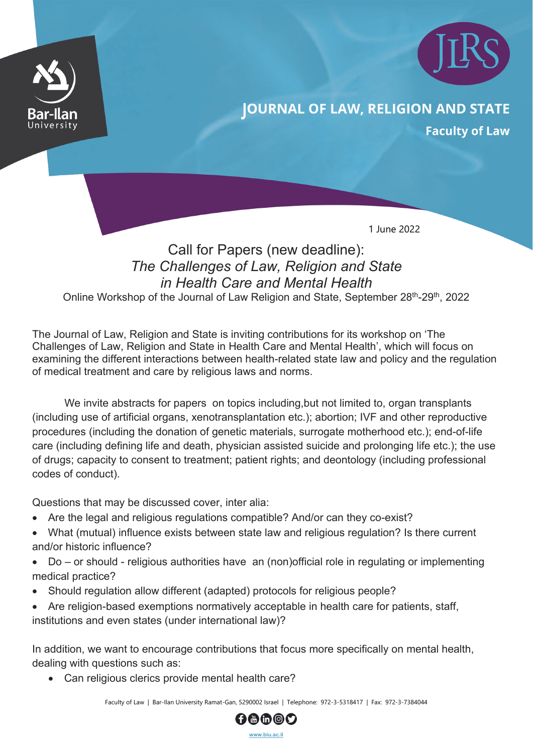JOURNAL OF LAW, RELIGION AND STATE

**Faculty of Law**

1 June 2022

# Call for Papers (new deadline): *The Challenges of Law, Religion and State in Health Care and Mental Health*

Online Workshop of the Journal of Law Religion and State, September 28th-29th, 2022

The Journal of Law, Religion and State is inviting contributions for its workshop on 'The Challenges of Law, Religion and State in Health Care and Mental Health', which will focus on examining the different interactions between health-related state law and policy and the regulation of medical treatment and care by religious laws and norms.

We invite abstracts for papers on topics including,but not limited to, organ transplants (including use of artificial organs, xenotransplantation etc.); abortion; IVF and other reproductive procedures (including the donation of genetic materials, surrogate motherhood etc.); end-of-life care (including defining life and death, physician assisted suicide and prolonging life etc.); the use of drugs; capacity to consent to treatment; patient rights; and deontology (including professional codes of conduct).

Questions that may be discussed cover, inter alia:

- Are the legal and religious regulations compatible? And/or can they co-exist?
- What (mutual) influence exists between state law and religious regulation? Is there current and/or historic influence?
- Do – or should - religious authorities have an (non)official role in regulating or implementing medical practice?
- Should regulation allow different (adapted) protocols for religious people?
- Are religion-based exemptions normatively acceptable in health care for patients, staff, institutions and even states (under international law)?

In addition, we want to encourage contributions that focus more specifically on mental health, dealing with questions such as:

- Can religious clerics provide mental health care?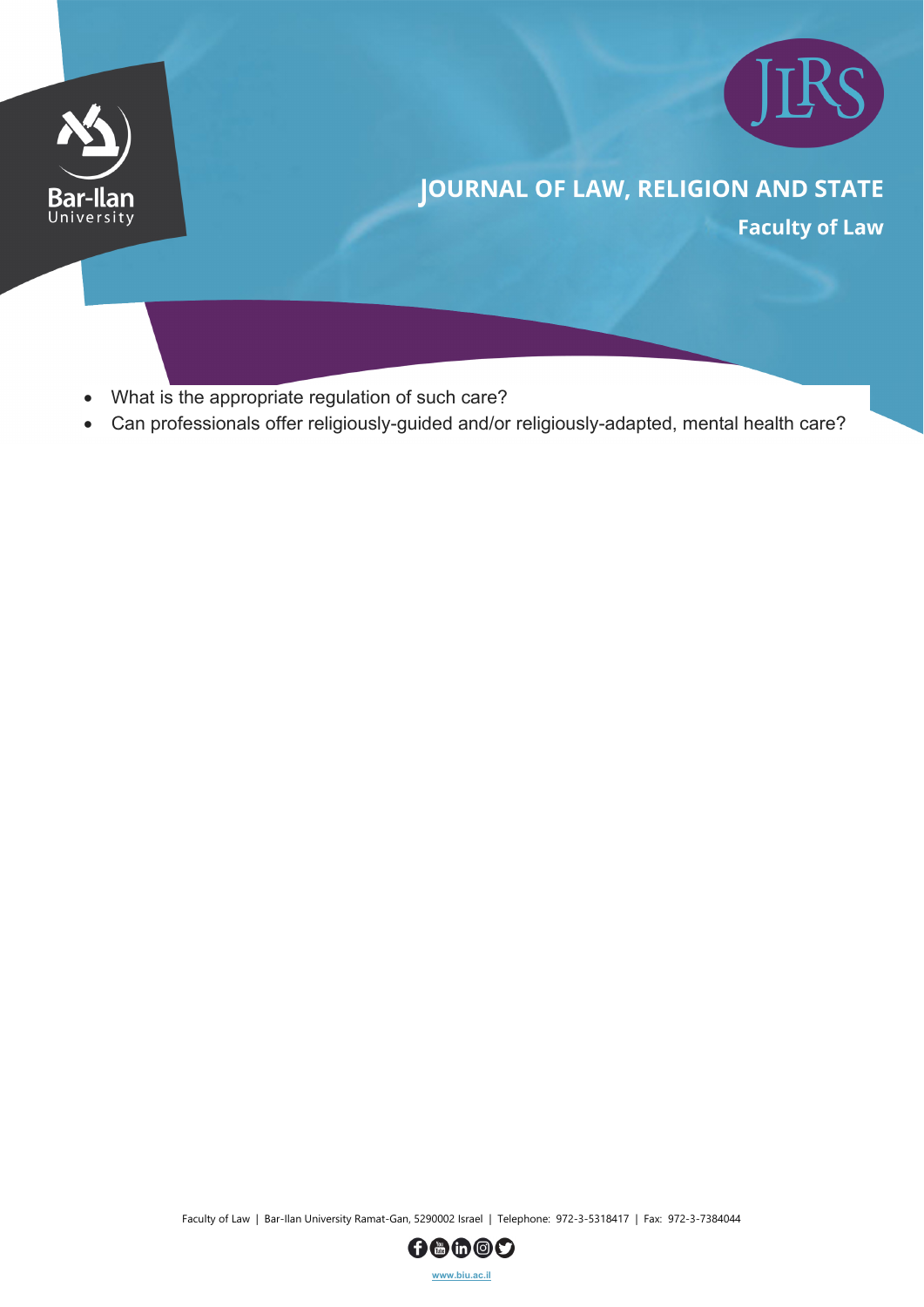- What is the appropriate regulation of such care?
- Can professionals offer religiously-guided and/or religiously-adapted, mental health care?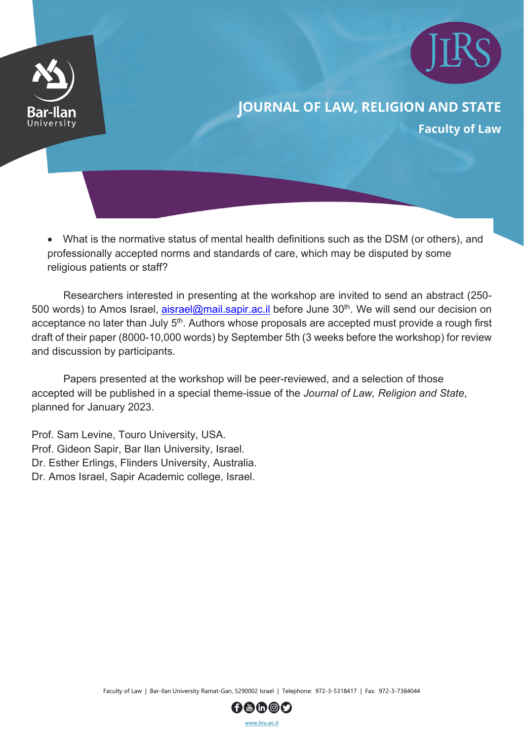- What is the normative status of mental health definitions such as the DSM (or others), and professionally accepted norms and standards of care, which may be disputed by some religious patients or staff?

Researchers interested in presenting at the workshop are invited to send an abstract (250-500 words) to Amos Israel, aisrael@mail.sapir.ac.il before June 30th. We will send our decision on acceptance no later than July 5th. Authors whose proposals are accepted must provide a rough first draft of their paper (8000-10,000 words) by September 5th (3 weeks before the workshop) for review and discussion by participants.

Papers presented at the workshop will be peer-reviewed, and a selection of those accepted will be published in a special theme-issue of the *Journal of Law, Religion and State*, planned for January 2023.

Prof. Sam Levine, Touro University, USA.
Prof. Gideon Sapir, Bar Ilan University, Israel.
Dr. Esther Erlings, Flinders University, Australia.
Dr. Amos Israel, Sapir Academic college, Israel.